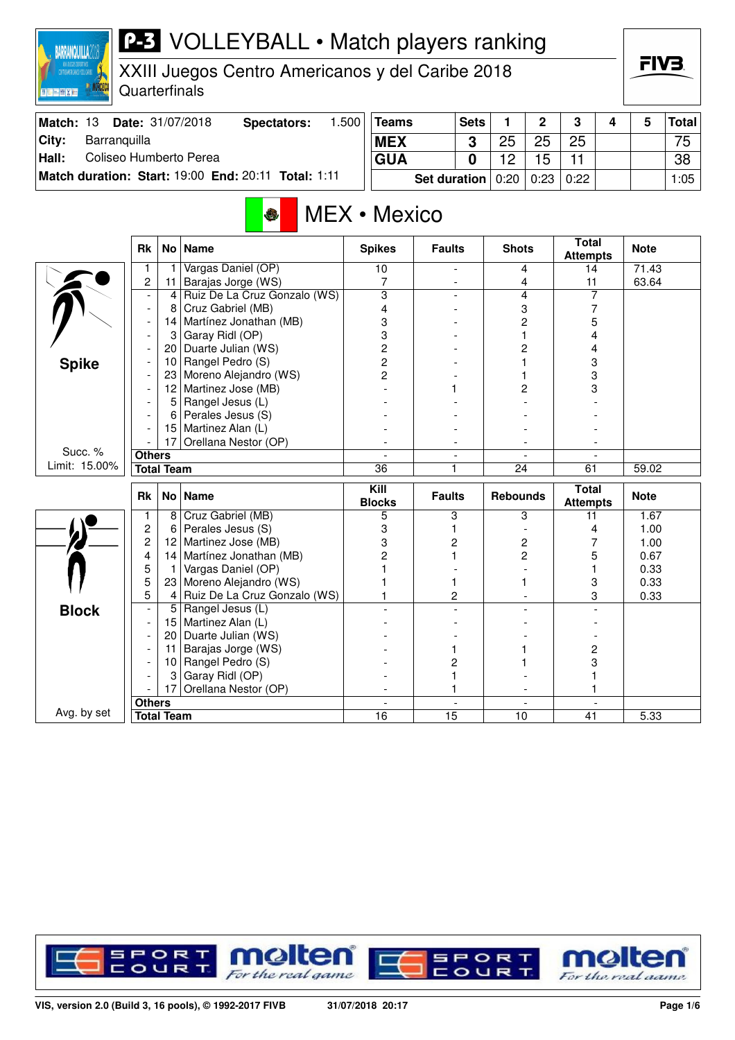# P-3 VOLLEYBALL • Match players ranking

## XXIII Juegos Centro Americanos y del Caribe 2018

Quarterfinals

| | | | |
|---|---|---|---|
| **Match:** 13 | **Date:** 31/07/2018 | **Spectators:** | 1.500 |
| **City:** | Barranquilla | | |
| **Hall:** | Coliseo Humberto Perea | | |
| **Match duration:** | **Start:** 19:00 | **End:** 20:11 | **Total:** 1:11 |

| Teams | Sets | 1 | 2 | 3 | 4 | 5 | Total |
|---|---|---|---|---|---|---|---|
| MEX | 3 | 25 | 25 | 25 | | | 75 |
| GUA | 0 | 12 | 15 | 11 | | | 38 |
| | Set duration | 0:20 | 0:23 | 0:22 | | | 1:05 |

## MEX • Mexico

### Spike

Succ. % Limit: 15.00%

| Rk | No | Name | Spikes | Faults | Shots | Total Attempts | Note |
|---|---|---|---|---|---|---|---|
| 1 | 1 | Vargas Daniel (OP) | 10 | - | 4 | 14 | 71.43 |
| 2 | 11 | Barajas Jorge (WS) | 7 | - | 4 | 11 | 63.64 |
| - | 4 | Ruiz De La Cruz Gonzalo (WS) | 3 | - | 4 | 7 | |
| - | 8 | Cruz Gabriel (MB) | 4 | - | 3 | 7 | |
| - | 14 | Martínez Jonathan (MB) | 3 | - | 2 | 5 | |
| - | 3 | Garay Ridl (OP) | 3 | - | 1 | 4 | |
| - | 20 | Duarte Julian (WS) | 2 | - | 2 | 4 | |
| - | 10 | Rangel Pedro (S) | 2 | - | 1 | 3 | |
| - | 23 | Moreno Alejandro (WS) | 2 | - | 1 | 3 | |
| - | 12 | Martinez Jose (MB) | - | 1 | 2 | 3 | |
| - | 5 | Rangel Jesus (L) | - | - | - | - | |
| - | 6 | Perales Jesus (S) | - | - | - | - | |
| - | 15 | Martinez Alan (L) | - | - | - | - | |
| - | 17 | Orellana Nestor (OP) | - | - | - | - | |
| Others | | | - | - | - | - | |
| Total Team | | | 36 | 1 | 24 | 61 | 59.02 |

### Block

Avg. by set

| Rk | No | Name | Kill Blocks | Faults | Rebounds | Total Attempts | Note |
|---|---|---|---|---|---|---|---|
| 1 | 8 | Cruz Gabriel (MB) | 5 | 3 | 3 | 11 | 1.67 |
| 2 | 6 | Perales Jesus (S) | 3 | 1 | - | 4 | 1.00 |
| 2 | 12 | Martinez Jose (MB) | 3 | 2 | 2 | 7 | 1.00 |
| 4 | 14 | Martínez Jonathan (MB) | 2 | 1 | 2 | 5 | 0.67 |
| 5 | 1 | Vargas Daniel (OP) | 1 | - | - | 1 | 0.33 |
| 5 | 23 | Moreno Alejandro (WS) | 1 | 1 | 1 | 3 | 0.33 |
| 5 | 4 | Ruiz De La Cruz Gonzalo (WS) | 1 | 2 | - | 3 | 0.33 |
| - | 5 | Rangel Jesus (L) | - | - | - | - | |
| - | 15 | Martinez Alan (L) | - | - | - | - | |
| - | 20 | Duarte Julian (WS) | - | - | - | - | |
| - | 11 | Barajas Jorge (WS) | - | 1 | 1 | 2 | |
| - | 10 | Rangel Pedro (S) | - | 2 | 1 | 3 | |
| - | 3 | Garay Ridl (OP) | - | 1 | - | 1 | |
| - | 17 | Orellana Nestor (OP) | - | 1 | - | 1 | |
| Others | | | - | - | - | - | |
| Total Team | | | 16 | 15 | 10 | 41 | 5.33 |

VIS, version 2.0 (Build 3, 16 pools), © 1992-2017 FIVB 31/07/2018 20:17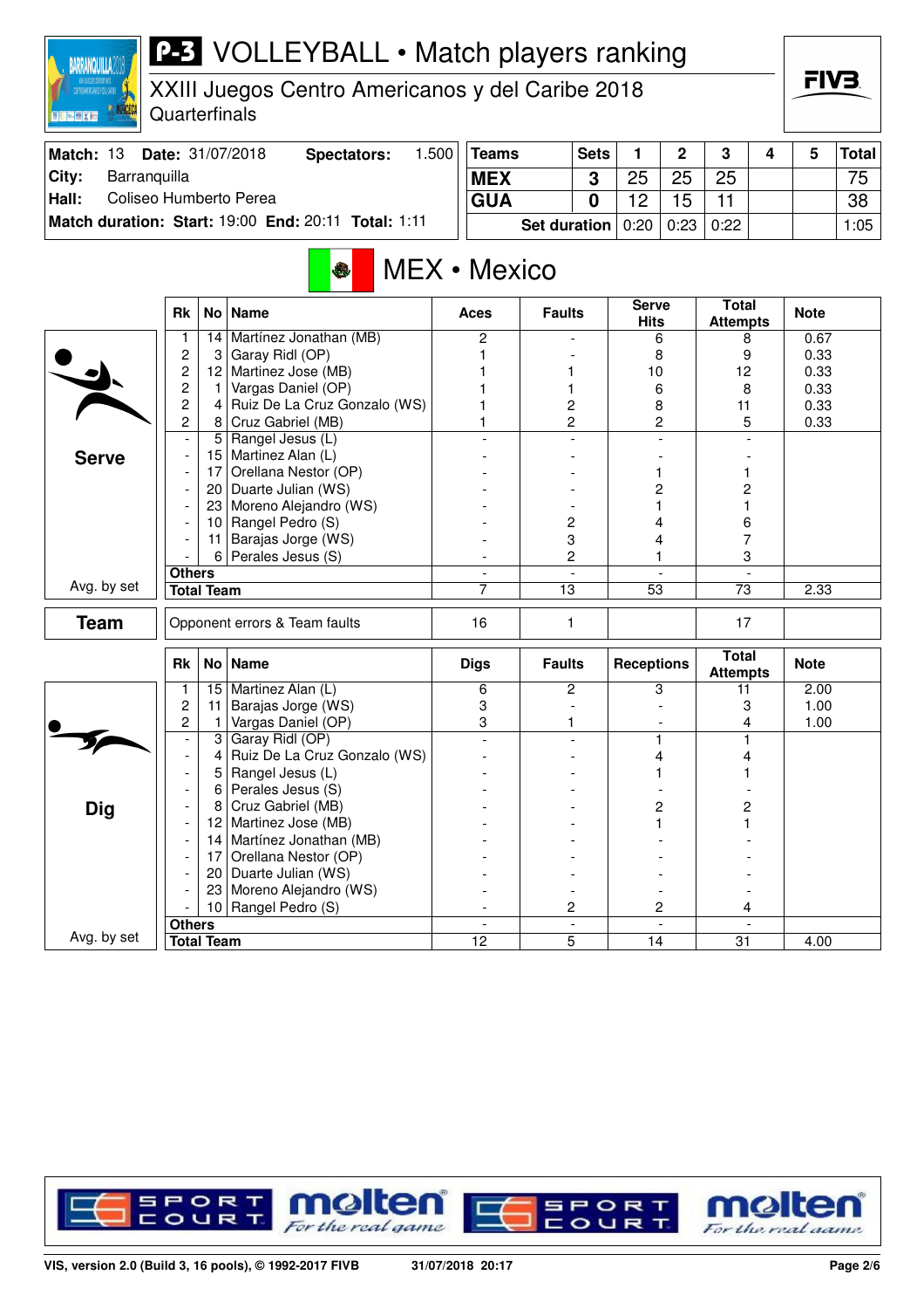# P-3 VOLLEYBALL • Match players ranking

XXIII Juegos Centro Americanos y del Caribe 2018
Quarterfinals

| Match: 13 | Date: 31/07/2018 | Spectators: 1.500 |
|---|---|---|
| City: Barranquilla | | |
| Hall: Coliseo Humberto Perea | | |
| Match duration: Start: 19:00 End: 20:11 Total: 1:11 | | |

| Teams | Sets | 1 | 2 | 3 | 4 | 5 | Total |
|---|---|---|---|---|---|---|---|
| MEX | 3 | 25 | 25 | 25 | | | 75 |
| GUA | 0 | 12 | 15 | 11 | | | 38 |
| Set duration | | 0:20 | 0:23 | 0:22 | | | 1:05 |

## MEX • Mexico

### Serve

| Rk | No | Name | Aces | Faults | Serve Hits | Total Attempts | Note |
|---|---|---|---|---|---|---|---|
| 1 | 14 | Martínez Jonathan (MB) | 2 | - | 6 | 8 | 0.67 |
| 2 | 3 | Garay Ridl (OP) | 1 | - | 8 | 9 | 0.33 |
| 2 | 12 | Martinez Jose (MB) | 1 | 1 | 10 | 12 | 0.33 |
| 2 | 1 | Vargas Daniel (OP) | 1 | 1 | 6 | 8 | 0.33 |
| 2 | 4 | Ruiz De La Cruz Gonzalo (WS) | 1 | 2 | 8 | 11 | 0.33 |
| 2 | 8 | Cruz Gabriel (MB) | 1 | 2 | 2 | 5 | 0.33 |
| - | 5 | Rangel Jesus (L) | - | - | - | - | |
| - | 15 | Martinez Alan (L) | - | - | - | - | |
| - | 17 | Orellana Nestor (OP) | - | - | 1 | 1 | |
| - | 20 | Duarte Julian (WS) | - | - | 2 | 2 | |
| - | 23 | Moreno Alejandro (WS) | - | - | 1 | 1 | |
| - | 10 | Rangel Pedro (S) | - | 2 | 4 | 6 | |
| - | 11 | Barajas Jorge (WS) | - | 3 | 4 | 7 | |
| - | 6 | Perales Jesus (S) | - | 2 | 1 | 3 | |
| Others | | | - | - | - | - | |
| Total Team | | | 7 | 13 | 53 | 73 | 2.33 |

Avg. by set

| Team | Opponent errors & Team faults | 16 | 1 | | 17 | |
|---|---|---|---|---|---|---|

### Dig

| Rk | No | Name | Digs | Faults | Receptions | Total Attempts | Note |
|---|---|---|---|---|---|---|---|
| 1 | 15 | Martinez Alan (L) | 6 | 2 | 3 | 11 | 2.00 |
| 2 | 11 | Barajas Jorge (WS) | 3 | - | - | 3 | 1.00 |
| 2 | 1 | Vargas Daniel (OP) | 3 | 1 | - | 4 | 1.00 |
| - | 3 | Garay Ridl (OP) | - | - | 1 | 1 | |
| - | 4 | Ruiz De La Cruz Gonzalo (WS) | - | - | 4 | 4 | |
| - | 5 | Rangel Jesus (L) | - | - | 1 | 1 | |
| - | 6 | Perales Jesus (S) | - | - | - | - | |
| - | 8 | Cruz Gabriel (MB) | - | - | 2 | 2 | |
| - | 12 | Martinez Jose (MB) | - | - | 1 | 1 | |
| - | 14 | Martínez Jonathan (MB) | - | - | - | - | |
| - | 17 | Orellana Nestor (OP) | - | - | - | - | |
| - | 20 | Duarte Julian (WS) | - | - | - | - | |
| - | 23 | Moreno Alejandro (WS) | - | - | - | - | |
| - | 10 | Rangel Pedro (S) | - | 2 | 2 | 4 | |
| Others | | | - | - | - | - | |
| Total Team | | | 12 | 5 | 14 | 31 | 4.00 |

Avg. by set

VIS, version 2.0 (Build 3, 16 pools), © 1992-2017 FIVB    31/07/2018 20:17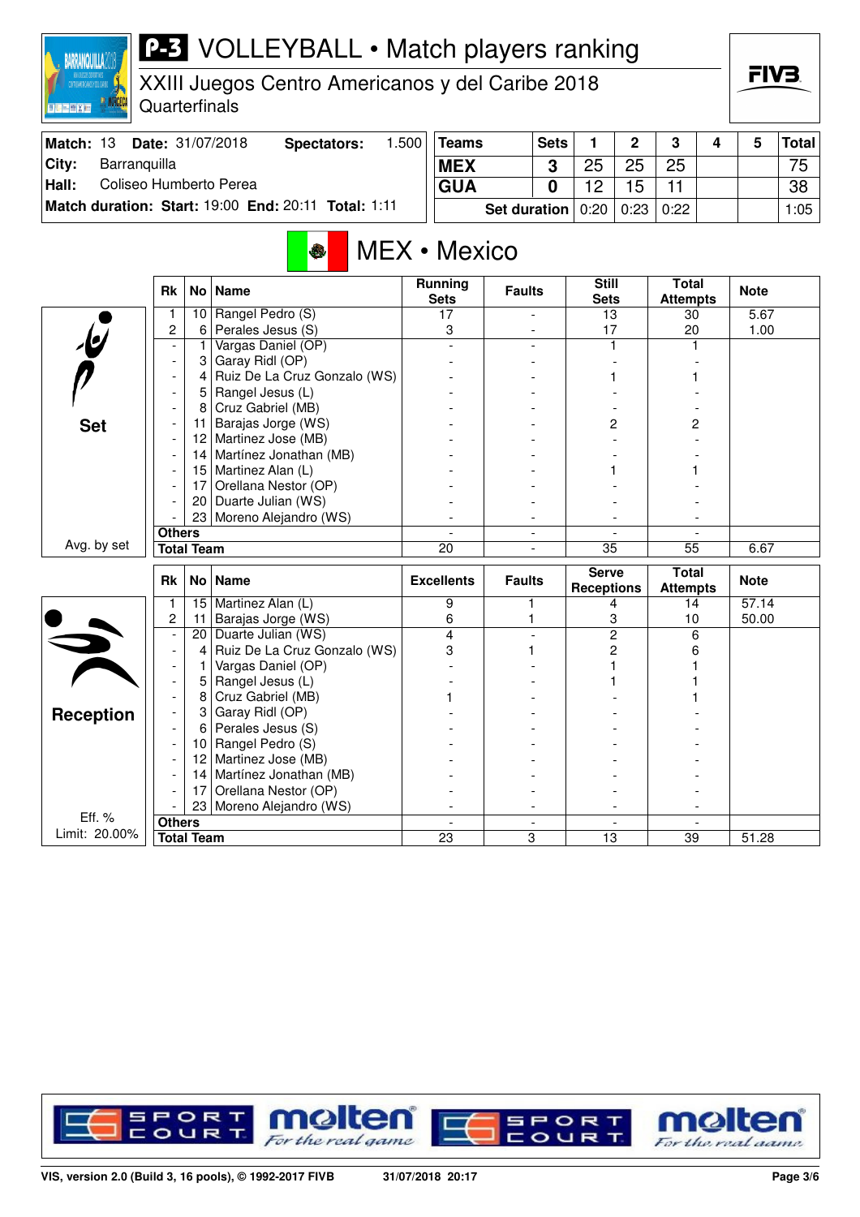# P-3 VOLLEYBALL • Match players ranking

XXIII Juegos Centro Americanos y del Caribe 2018
Quarterfinals

| Match: 13 | Date: 31/07/2018 | Spectators: | 1.500 |
|---|---|---|---|
| City: | Barranquilla | | |
| Hall: | Coliseo Humberto Perea | | |
| Match duration: | Start: 19:00 | End: 20:11 | Total: 1:11 |

| Teams | Sets | 1 | 2 | 3 | 4 | 5 | Total |
|---|---|---|---|---|---|---|---|
| MEX | 3 | 25 | 25 | 25 | | | 75 |
| GUA | 0 | 12 | 15 | 11 | | | 38 |
| Set duration | | 0:20 | 0:23 | 0:22 | | | 1:05 |

## MEX • Mexico

### Set

| Rk | No | Name | Running Sets | Faults | Still Sets | Total Attempts | Note |
|---|---|---|---|---|---|---|---|
| 1 | 10 | Rangel Pedro (S) | 17 | - | 13 | 30 | 5.67 |
| 2 | 6 | Perales Jesus (S) | 3 | - | 17 | 20 | 1.00 |
| - | 1 | Vargas Daniel (OP) | - | - | 1 | 1 | |
| - | 3 | Garay Ridl (OP) | - | - | - | - | |
| - | 4 | Ruiz De La Cruz Gonzalo (WS) | - | - | 1 | 1 | |
| - | 5 | Rangel Jesus (L) | - | - | - | - | |
| - | 8 | Cruz Gabriel (MB) | - | - | - | - | |
| - | 11 | Barajas Jorge (WS) | - | - | 2 | 2 | |
| - | 12 | Martinez Jose (MB) | - | - | - | - | |
| - | 14 | Martínez Jonathan (MB) | - | - | - | - | |
| - | 15 | Martinez Alan (L) | - | - | 1 | 1 | |
| - | 17 | Orellana Nestor (OP) | - | - | - | - | |
| - | 20 | Duarte Julian (WS) | - | - | - | - | |
| - | 23 | Moreno Alejandro (WS) | - | - | - | - | |
| Others | | | - | - | - | - | |
| Total Team | | | 20 | - | 35 | 55 | 6.67 |

Avg. by set

### Reception

| Rk | No | Name | Excellents | Faults | Serve Receptions | Total Attempts | Note |
|---|---|---|---|---|---|---|---|
| 1 | 15 | Martinez Alan (L) | 9 | 1 | 4 | 14 | 57.14 |
| 2 | 11 | Barajas Jorge (WS) | 6 | 1 | 3 | 10 | 50.00 |
| - | 20 | Duarte Julian (WS) | 4 | - | 2 | 6 | |
| - | 4 | Ruiz De La Cruz Gonzalo (WS) | 3 | 1 | 2 | 6 | |
| - | 1 | Vargas Daniel (OP) | - | - | 1 | 1 | |
| - | 5 | Rangel Jesus (L) | - | - | 1 | 1 | |
| - | 8 | Cruz Gabriel (MB) | 1 | - | - | 1 | |
| - | 3 | Garay Ridl (OP) | - | - | - | - | |
| - | 6 | Perales Jesus (S) | - | - | - | - | |
| - | 10 | Rangel Pedro (S) | - | - | - | - | |
| - | 12 | Martinez Jose (MB) | - | - | - | - | |
| - | 14 | Martínez Jonathan (MB) | - | - | - | - | |
| - | 17 | Orellana Nestor (OP) | - | - | - | - | |
| - | 23 | Moreno Alejandro (WS) | - | - | - | - | |
| Others | | | - | - | - | - | |
| Total Team | | | 23 | 3 | 13 | 39 | 51.28 |

Eff. %
Limit: 20.00%

VIS, version 2.0 (Build 3, 16 pools), © 1992-2017 FIVB — 31/07/2018 20:17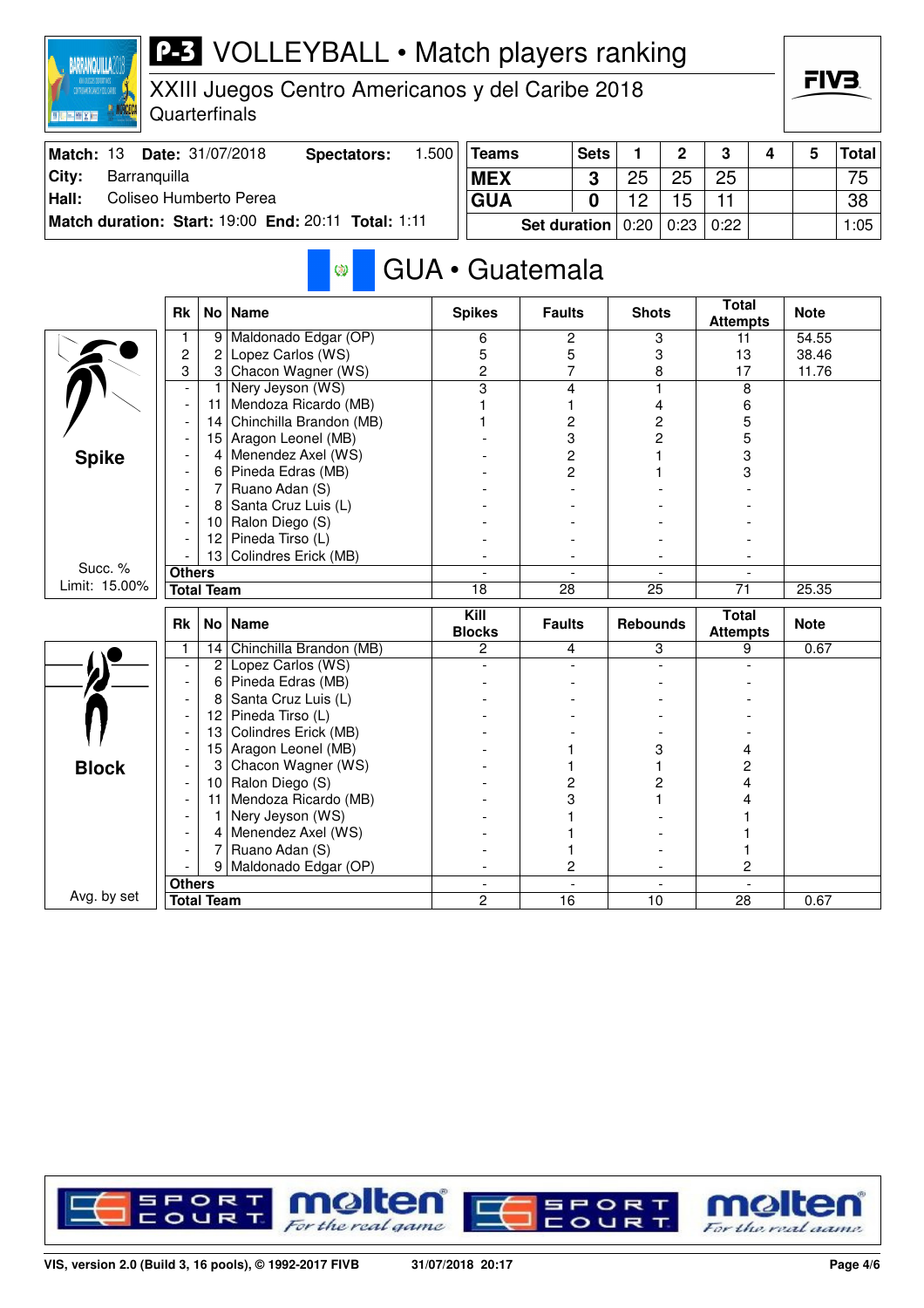# VOLLEYBALL • Match players ranking

XXIII Juegos Centro Americanos y del Caribe 2018
Quarterfinals

| Match: 13 | Date: 31/07/2018 | Spectators: | 1.500 |
|---|---|---|---|
| City: | Barranquilla | | |
| Hall: | Coliseo Humberto Perea | | |
| Match duration: | Start: 19:00 | End: 20:11 | Total: 1:11 |

| Teams | Sets | 1 | 2 | 3 | 4 | 5 | Total |
|---|---|---|---|---|---|---|---|
| MEX | 3 | 25 | 25 | 25 | | | 75 |
| GUA | 0 | 12 | 15 | 11 | | | 38 |
| Set duration | | 0:20 | 0:23 | 0:22 | | | 1:05 |

## GUA • Guatemala

### Spike

Succ. % Limit: 15.00%

| Rk | No | Name | Spikes | Faults | Shots | Total Attempts | Note |
|---|---|---|---|---|---|---|---|
| 1 | 9 | Maldonado Edgar (OP) | 6 | 2 | 3 | 11 | 54.55 |
| 2 | 2 | Lopez Carlos (WS) | 5 | 5 | 3 | 13 | 38.46 |
| 3 | 3 | Chacon Wagner (WS) | 2 | 7 | 8 | 17 | 11.76 |
| - | 1 | Nery Jeyson (WS) | 3 | 4 | 1 | 8 | |
| - | 11 | Mendoza Ricardo (MB) | 1 | 1 | 4 | 6 | |
| - | 14 | Chinchilla Brandon (MB) | 1 | 2 | 2 | 5 | |
| - | 15 | Aragon Leonel (MB) | - | 3 | 2 | 5 | |
| - | 4 | Menendez Axel (WS) | - | 2 | 1 | 3 | |
| - | 6 | Pineda Edras (MB) | - | 2 | 1 | 3 | |
| - | 7 | Ruano Adan (S) | - | - | - | - | |
| - | 8 | Santa Cruz Luis (L) | - | - | - | - | |
| - | 10 | Ralon Diego (S) | - | - | - | - | |
| - | 12 | Pineda Tirso (L) | - | - | - | - | |
| - | 13 | Colindres Erick (MB) | - | - | - | - | |
| Others | | | - | - | - | - | |
| Total Team | | | 18 | 28 | 25 | 71 | 25.35 |

### Block

Avg. by set

| Rk | No | Name | Kill Blocks | Faults | Rebounds | Total Attempts | Note |
|---|---|---|---|---|---|---|---|
| 1 | 14 | Chinchilla Brandon (MB) | 2 | 4 | 3 | 9 | 0.67 |
| - | 2 | Lopez Carlos (WS) | - | - | - | - | |
| - | 6 | Pineda Edras (MB) | - | - | - | - | |
| - | 8 | Santa Cruz Luis (L) | - | - | - | - | |
| - | 12 | Pineda Tirso (L) | - | - | - | - | |
| - | 13 | Colindres Erick (MB) | - | - | - | - | |
| - | 15 | Aragon Leonel (MB) | - | 1 | 3 | 4 | |
| - | 3 | Chacon Wagner (WS) | - | 1 | 1 | 2 | |
| - | 10 | Ralon Diego (S) | - | 2 | 2 | 4 | |
| - | 11 | Mendoza Ricardo (MB) | - | 3 | 1 | 4 | |
| - | 1 | Nery Jeyson (WS) | - | 1 | - | 1 | |
| - | 4 | Menendez Axel (WS) | - | 1 | - | 1 | |
| - | 7 | Ruano Adan (S) | - | 1 | - | 1 | |
| - | 9 | Maldonado Edgar (OP) | - | 2 | - | 2 | |
| Others | | | - | - | - | - | |
| Total Team | | | 2 | 16 | 10 | 28 | 0.67 |

VIS, version 2.0 (Build 3, 16 pools), © 1992-2017 FIVB 31/07/2018 20:17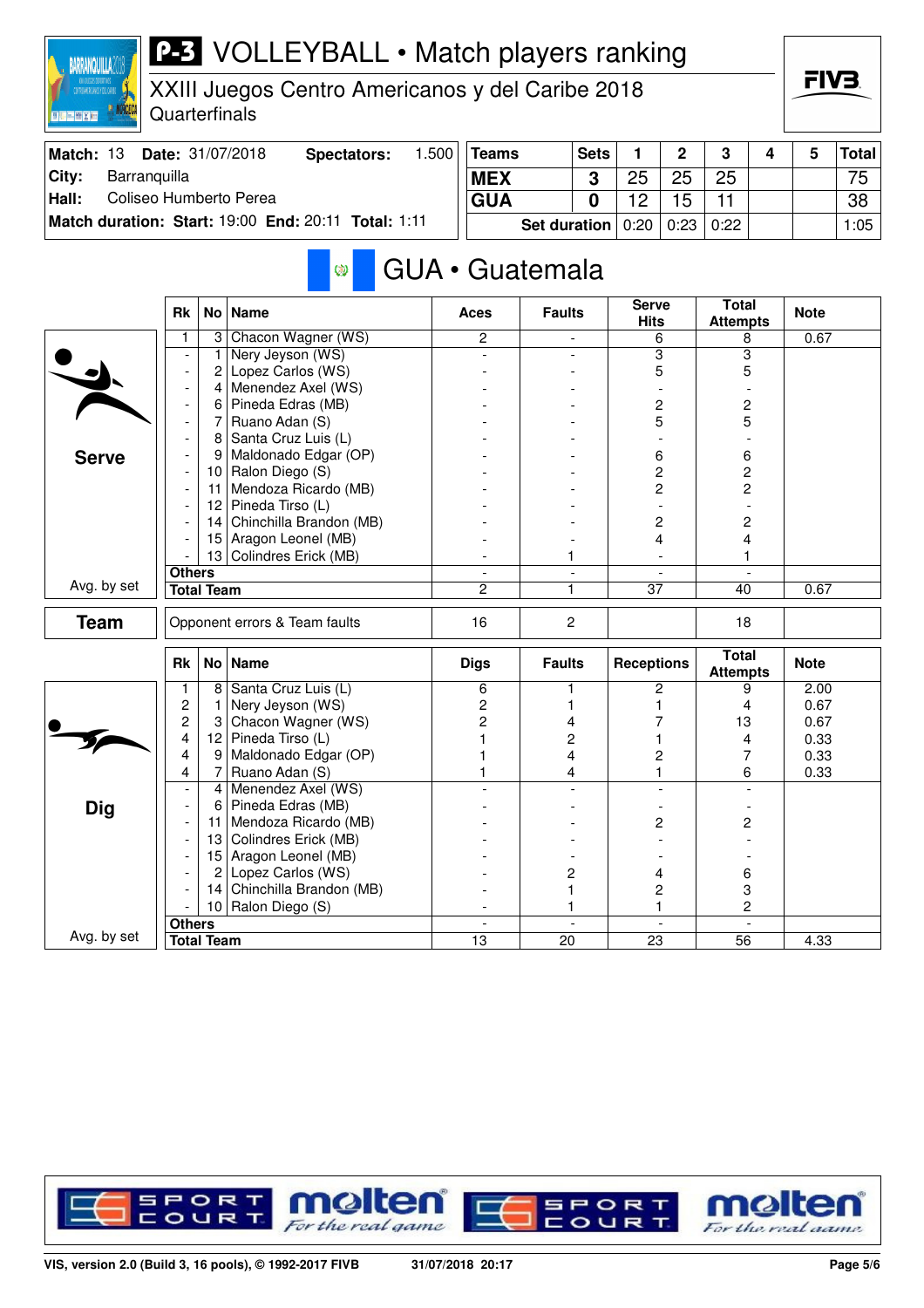# P-3 VOLLEYBALL • Match players ranking

XXIII Juegos Centro Americanos y del Caribe 2018
Quarterfinals

| Match: 13 | Date: 31/07/2018 | Spectators: 1.500 |
|---|---|---|
| City: | Barranquilla | |
| Hall: | Coliseo Humberto Perea | |
| Match duration: | Start: 19:00 End: 20:11 | Total: 1:11 |

| Teams | Sets | 1 | 2 | 3 | 4 | 5 | Total |
|---|---|---|---|---|---|---|---|
| MEX | 3 | 25 | 25 | 25 | | | 75 |
| GUA | 0 | 12 | 15 | 11 | | | 38 |
| Set duration | | 0:20 | 0:23 | 0:22 | | | 1:05 |

## GUA • Guatemala

### Serve

| Rk | No | Name | Aces | Faults | Serve Hits | Total Attempts | Note |
|---|---|---|---|---|---|---|---|
| 1 | 3 | Chacon Wagner (WS) | 2 | - | 6 | 8 | 0.67 |
| - | 1 | Nery Jeyson (WS) | - | - | 3 | 3 | |
| - | 2 | Lopez Carlos (WS) | - | - | 5 | 5 | |
| - | 4 | Menendez Axel (WS) | - | - | - | - | |
| - | 6 | Pineda Edras (MB) | - | - | 2 | 2 | |
| - | 7 | Ruano Adan (S) | - | - | 5 | 5 | |
| - | 8 | Santa Cruz Luis (L) | - | - | - | - | |
| - | 9 | Maldonado Edgar (OP) | - | - | 6 | 6 | |
| - | 10 | Ralon Diego (S) | - | - | 2 | 2 | |
| - | 11 | Mendoza Ricardo (MB) | - | - | 2 | 2 | |
| - | 12 | Pineda Tirso (L) | - | - | - | - | |
| - | 14 | Chinchilla Brandon (MB) | - | - | 2 | 2 | |
| - | 15 | Aragon Leonel (MB) | - | - | 4 | 4 | |
| - | 13 | Colindres Erick (MB) | - | 1 | - | 1 | |
| Others | | | - | - | - | - | |
| Total Team | | | 2 | 1 | 37 | 40 | 0.67 |

Avg. by set

### Team

| | Aces | Faults | Serve Hits | Total Attempts | Note |
|---|---|---|---|---|---|
| Opponent errors & Team faults | 16 | 2 | | 18 | |

### Dig

| Rk | No | Name | Digs | Faults | Receptions | Total Attempts | Note |
|---|---|---|---|---|---|---|---|
| 1 | 8 | Santa Cruz Luis (L) | 6 | 1 | 2 | 9 | 2.00 |
| 2 | 1 | Nery Jeyson (WS) | 2 | 1 | 1 | 4 | 0.67 |
| 2 | 3 | Chacon Wagner (WS) | 2 | 4 | 7 | 13 | 0.67 |
| 4 | 12 | Pineda Tirso (L) | 1 | 2 | 1 | 4 | 0.33 |
| 4 | 9 | Maldonado Edgar (OP) | 1 | 4 | 2 | 7 | 0.33 |
| 4 | 7 | Ruano Adan (S) | 1 | 4 | 1 | 6 | 0.33 |
| - | 4 | Menendez Axel (WS) | - | - | - | - | |
| - | 6 | Pineda Edras (MB) | - | - | - | - | |
| - | 11 | Mendoza Ricardo (MB) | - | - | 2 | 2 | |
| - | 13 | Colindres Erick (MB) | - | - | - | - | |
| - | 15 | Aragon Leonel (MB) | - | - | - | - | |
| - | 2 | Lopez Carlos (WS) | - | 2 | 4 | 6 | |
| - | 14 | Chinchilla Brandon (MB) | - | 1 | 2 | 3 | |
| - | 10 | Ralon Diego (S) | - | 1 | 1 | 2 | |
| Others | | | - | - | - | - | |
| Total Team | | | 13 | 20 | 23 | 56 | 4.33 |

Avg. by set

VIS, version 2.0 (Build 3, 16 pools), © 1992-2017 FIVB 31/07/2018 20:17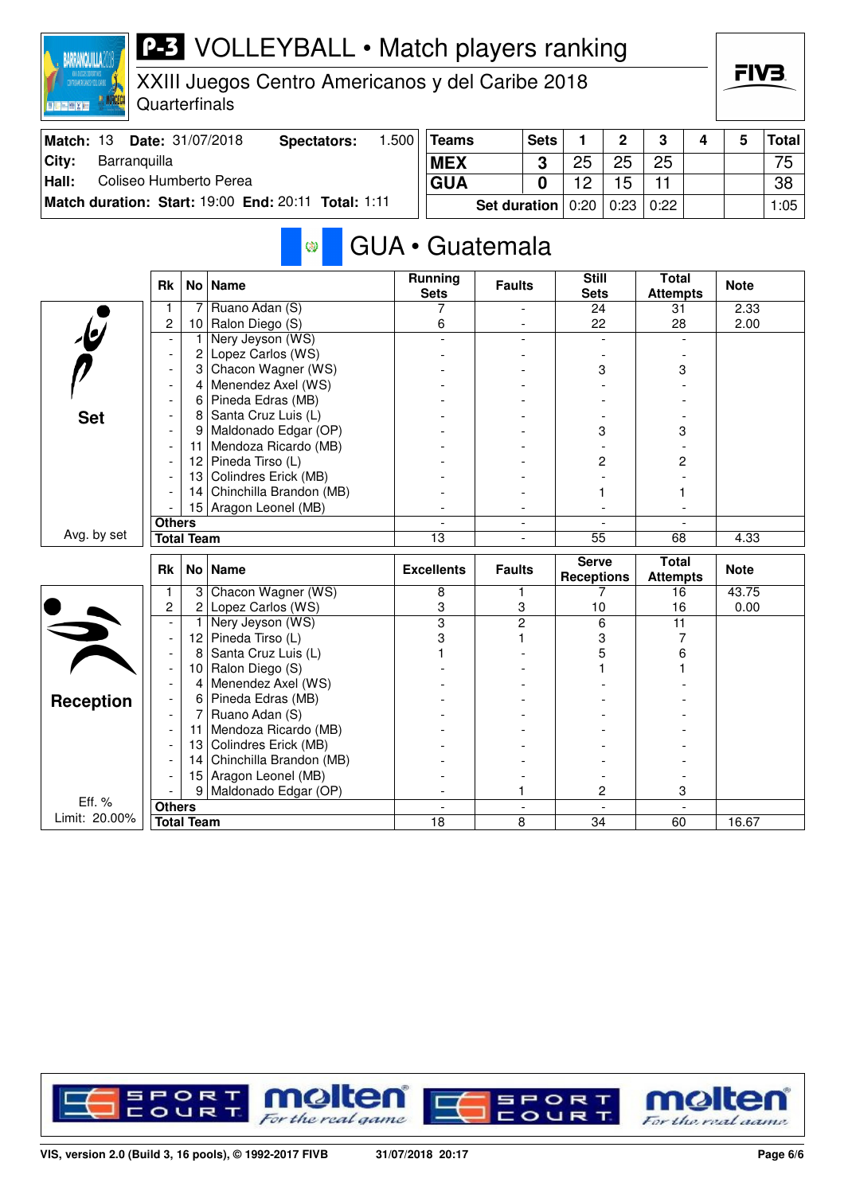# P-3 VOLLEYBALL • Match players ranking

## XXIII Juegos Centro Americanos y del Caribe 2018

Quarterfinals

| | | | |
|---|---|---|---|
| **Match:** 13 | **Date:** 31/07/2018 | **Spectators:** | 1.500 |
| **City:** | Barranquilla | | |
| **Hall:** | Coliseo Humberto Perea | | |
| **Match duration: Start:** 19:00 | **End:** 20:11 | **Total:** 1:11 | |

| Teams | Sets | 1 | 2 | 3 | 4 | 5 | Total |
|---|---|---|---|---|---|---|---|
| MEX | 3 | 25 | 25 | 25 | | | 75 |
| GUA | 0 | 12 | 15 | 11 | | | 38 |
| Set duration | | 0:20 | 0:23 | 0:22 | | | 1:05 |

## GUA • Guatemala

### Set

Avg. by set

| Rk | No | Name | Running Sets | Faults | Still Sets | Total Attempts | Note |
|---|---|---|---|---|---|---|---|
| 1 | 7 | Ruano Adan (S) | 7 | - | 24 | 31 | 2.33 |
| 2 | 10 | Ralon Diego (S) | 6 | - | 22 | 28 | 2.00 |
| - | 1 | Nery Jeyson (WS) | - | - | - | - | |
| - | 2 | Lopez Carlos (WS) | - | - | - | - | |
| - | 3 | Chacon Wagner (WS) | - | - | 3 | 3 | |
| - | 4 | Menendez Axel (WS) | - | - | - | - | |
| - | 6 | Pineda Edras (MB) | - | - | - | - | |
| - | 8 | Santa Cruz Luis (L) | - | - | - | - | |
| - | 9 | Maldonado Edgar (OP) | - | - | 3 | 3 | |
| - | 11 | Mendoza Ricardo (MB) | - | - | - | - | |
| - | 12 | Pineda Tirso (L) | - | - | 2 | 2 | |
| - | 13 | Colindres Erick (MB) | - | - | - | - | |
| - | 14 | Chinchilla Brandon (MB) | - | - | 1 | 1 | |
| - | 15 | Aragon Leonel (MB) | - | - | - | - | |
| Others | | | - | - | - | - | |
| Total Team | | | 13 | - | 55 | 68 | 4.33 |

### Reception

Eff. %
Limit: 20.00%

| Rk | No | Name | Excellents | Faults | Serve Receptions | Total Attempts | Note |
|---|---|---|---|---|---|---|---|
| 1 | 3 | Chacon Wagner (WS) | 8 | 1 | 7 | 16 | 43.75 |
| 2 | 2 | Lopez Carlos (WS) | 3 | 3 | 10 | 16 | 0.00 |
| - | 1 | Nery Jeyson (WS) | 3 | 2 | 6 | 11 | |
| - | 12 | Pineda Tirso (L) | 3 | 1 | 3 | 7 | |
| - | 8 | Santa Cruz Luis (L) | 1 | - | 5 | 6 | |
| - | 10 | Ralon Diego (S) | - | - | 1 | 1 | |
| - | 4 | Menendez Axel (WS) | - | - | - | - | |
| - | 6 | Pineda Edras (MB) | - | - | - | - | |
| - | 7 | Ruano Adan (S) | - | - | - | - | |
| - | 11 | Mendoza Ricardo (MB) | - | - | - | - | |
| - | 13 | Colindres Erick (MB) | - | - | - | - | |
| - | 14 | Chinchilla Brandon (MB) | - | - | - | - | |
| - | 15 | Aragon Leonel (MB) | - | - | - | - | |
| - | 9 | Maldonado Edgar (OP) | - | 1 | 2 | 3 | |
| Others | | | - | - | - | - | |
| Total Team | | | 18 | 8 | 34 | 60 | 16.67 |

VIS, version 2.0 (Build 3, 16 pools), © 1992-2017 FIVB 31/07/2018 20:17